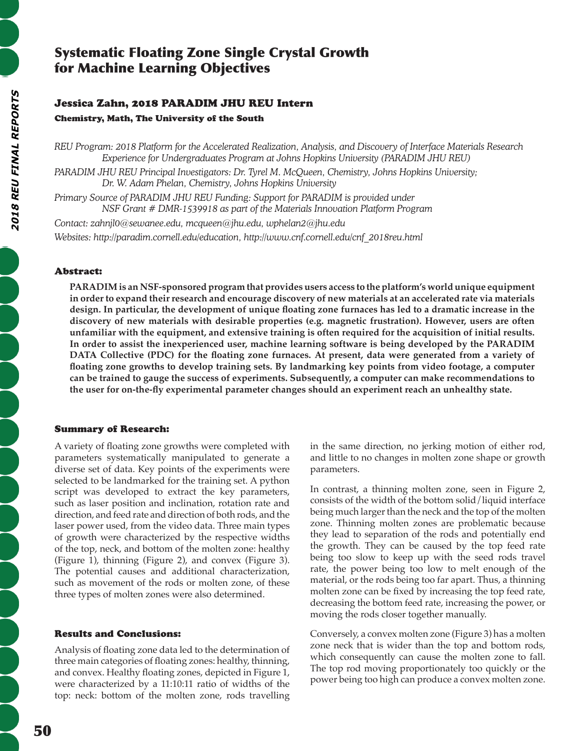# Systematic Floating Zone Single Crystal Growth for Machine Learning Objectives

## Jessica Zahn, 2018 PARADIM JHU REU Intern

**Chemistry, Math, The University of the South**

*REU Program: 2018 Platform for the Accelerated Realization, Analysis, and Discovery of Interface Materials Research Experience for Undergraduates Program at Johns Hopkins University (PARADIM JHU REU)*

*PARADIM JHU REU Principal Investigators: Dr. Tyrel M. McQueen, Chemistry, Johns Hopkins University; Dr. W. Adam Phelan, Chemistry, Johns Hopkins University*

*Primary Source of PARADIM JHU REU Funding: Support for PARADIM is provided under NSF Grant # DMR-1539918 as part of the Materials Innovation Platform Program*

*Contact: zahnjl0@sewanee.edu, mcqueen@jhu.edu, wphelan2@jhu.edu*

*Websites: http://paradim.cornell.edu/education, http://www.cnf.cornell.edu/cnf_2018reu.html*

### Abstract:

**PARADIM is an NSF-sponsored program that provides users access to the platform's world unique equipment in order to expand their research and encourage discovery of new materials at an accelerated rate via materials design. In particular, the development of unique floating zone furnaces has led to a dramatic increase in the discovery of new materials with desirable properties (e.g. magnetic frustration). However, users are often unfamiliar with the equipment, and extensive training is often required for the acquisition of initial results. In order to assist the inexperienced user, machine learning software is being developed by the PARADIM DATA Collective (PDC) for the floating zone furnaces. At present, data were generated from a variety of floating zone growths to develop training sets. By landmarking key points from video footage, a computer can be trained to gauge the success of experiments. Subsequently, a computer can make recommendations to the user for on-the-fly experimental parameter changes should an experiment reach an unhealthy state.**

### Summary of Research:

A variety of floating zone growths were completed with parameters systematically manipulated to generate a diverse set of data. Key points of the experiments were selected to be landmarked for the training set. A python script was developed to extract the key parameters, such as laser position and inclination, rotation rate and direction, and feed rate and direction of both rods, and the laser power used, from the video data. Three main types of growth were characterized by the respective widths of the top, neck, and bottom of the molten zone: healthy (Figure 1), thinning (Figure 2), and convex (Figure 3). The potential causes and additional characterization, such as movement of the rods or molten zone, of these three types of molten zones were also determined.

### Results and Conclusions:

Analysis of floating zone data led to the determination of three main categories of floating zones: healthy, thinning, and convex. Healthy floating zones, depicted in Figure 1, were characterized by a 11:10:11 ratio of widths of the top: neck: bottom of the molten zone, rods travelling in the same direction, no jerking motion of either rod, and little to no changes in molten zone shape or growth parameters.

In contrast, a thinning molten zone, seen in Figure 2, consists of the width of the bottom solid/liquid interface being much larger than the neck and the top of the molten zone. Thinning molten zones are problematic because they lead to separation of the rods and potentially end the growth. They can be caused by the top feed rate being too slow to keep up with the seed rods travel rate, the power being too low to melt enough of the material, or the rods being too far apart. Thus, a thinning molten zone can be fixed by increasing the top feed rate, decreasing the bottom feed rate, increasing the power, or moving the rods closer together manually.

Conversely, a convex molten zone (Figure 3) has a molten zone neck that is wider than the top and bottom rods, which consequently can cause the molten zone to fall. The top rod moving proportionately too quickly or the power being too high can produce a convex molten zone.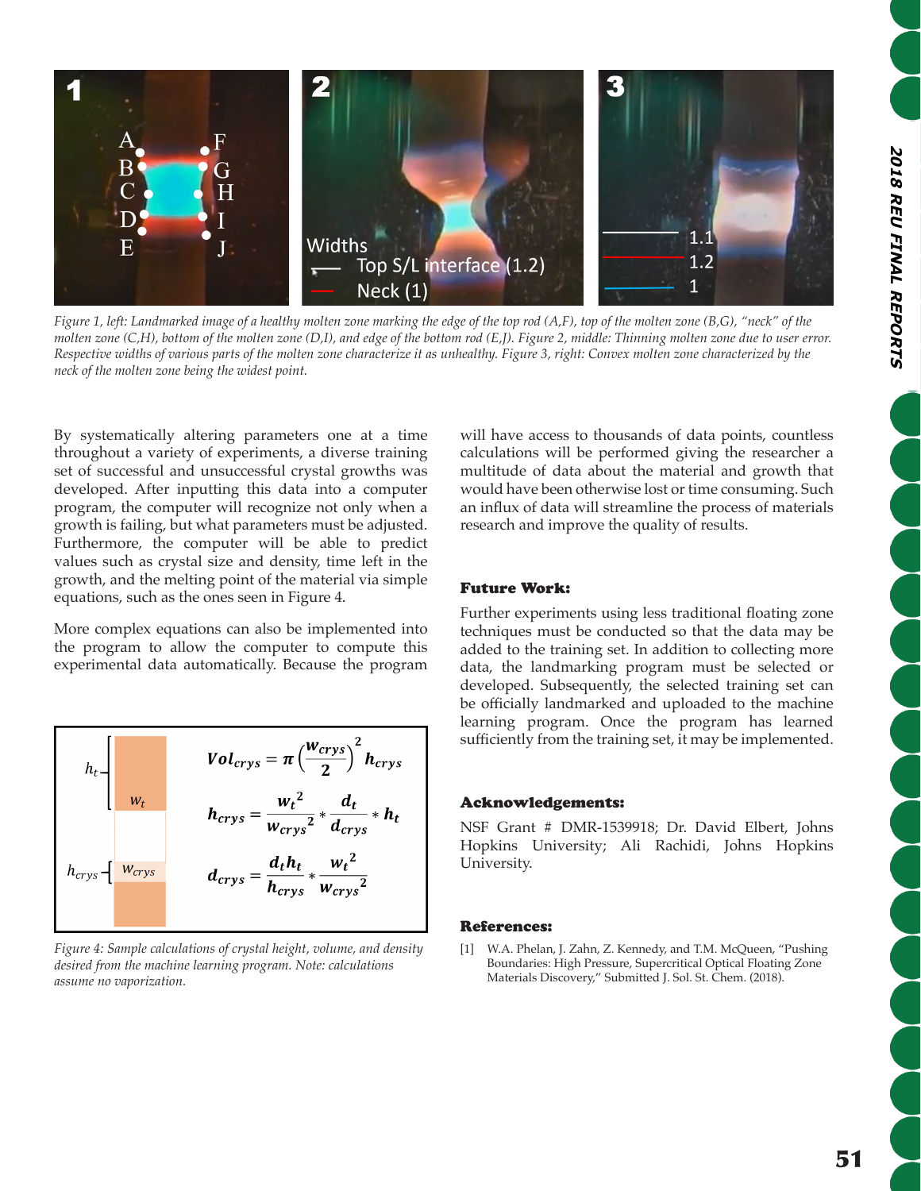Figure 1, left: Landmarked image of a healthy molten zone marking the edge of the top rod (A,F), top of the molten zone (B,G), "neck" of the molten zone (C,H), bottom of the molten zone (D,I), and edge of the bottom rod (E,J). Figure 2, middle: Thinning molten zone due to user error. Respective widths of various parts of the molten zone characterize it as unhealthy. Figure 3, right: Convex molten zone characterized by the neck of the molten zone being the widest point.

By systematically altering parameters one at a time throughout a variety of experiments, a diverse training set of successful and unsuccessful crystal growths was developed. After inputting this data into a computer program, the computer will recognize not only when a growth is failing, but what parameters must be adjusted. Furthermore, the computer will be able to predict values such as crystal size and density, time left in the growth, and the melting point of the material via simple equations, such as the ones seen in Figure 4.

More complex equations can also be implemented into the program to allow the computer to compute this experimental data automatically. Because the program will have access to thousands of data points, countless calculations will be performed giving the researcher a multitude of data about the material and growth that would have been otherwise lost or time consuming. Such an influx of data will streamline the process of materials research and improve the quality of results.

$$Vol_{crys} = \pi \left(\frac{w_{crys}}{2}\right)^2 h_{crys}$$

$$h_{crys} = \frac{w_t^2}{w_{crys}^2} * \frac{d_t}{d_{crys}} * h_t$$

$$d_{crys} = \frac{d_t h_t}{h_{crys}} * \frac{w_t^2}{w_{crys}^2}$$

Figure 4: Sample calculations of crystal height, volume, and density desired from the machine learning program. Note: calculations assume no vaporization.

## Future Work:

Further experiments using less traditional floating zone techniques must be conducted so that the data may be added to the training set. In addition to collecting more data, the landmarking program must be selected or developed. Subsequently, the selected training set can be officially landmarked and uploaded to the machine learning program. Once the program has learned sufficiently from the training set, it may be implemented.

## Acknowledgements:

NSF Grant # DMR-1539918; Dr. David Elbert, Johns Hopkins University; Ali Rachidi, Johns Hopkins University.

## References:

[1] W.A. Phelan, J. Zahn, Z. Kennedy, and T.M. McQueen, "Pushing Boundaries: High Pressure, Supercritical Optical Floating Zone Materials Discovery," Submitted J. Sol. St. Chem. (2018).